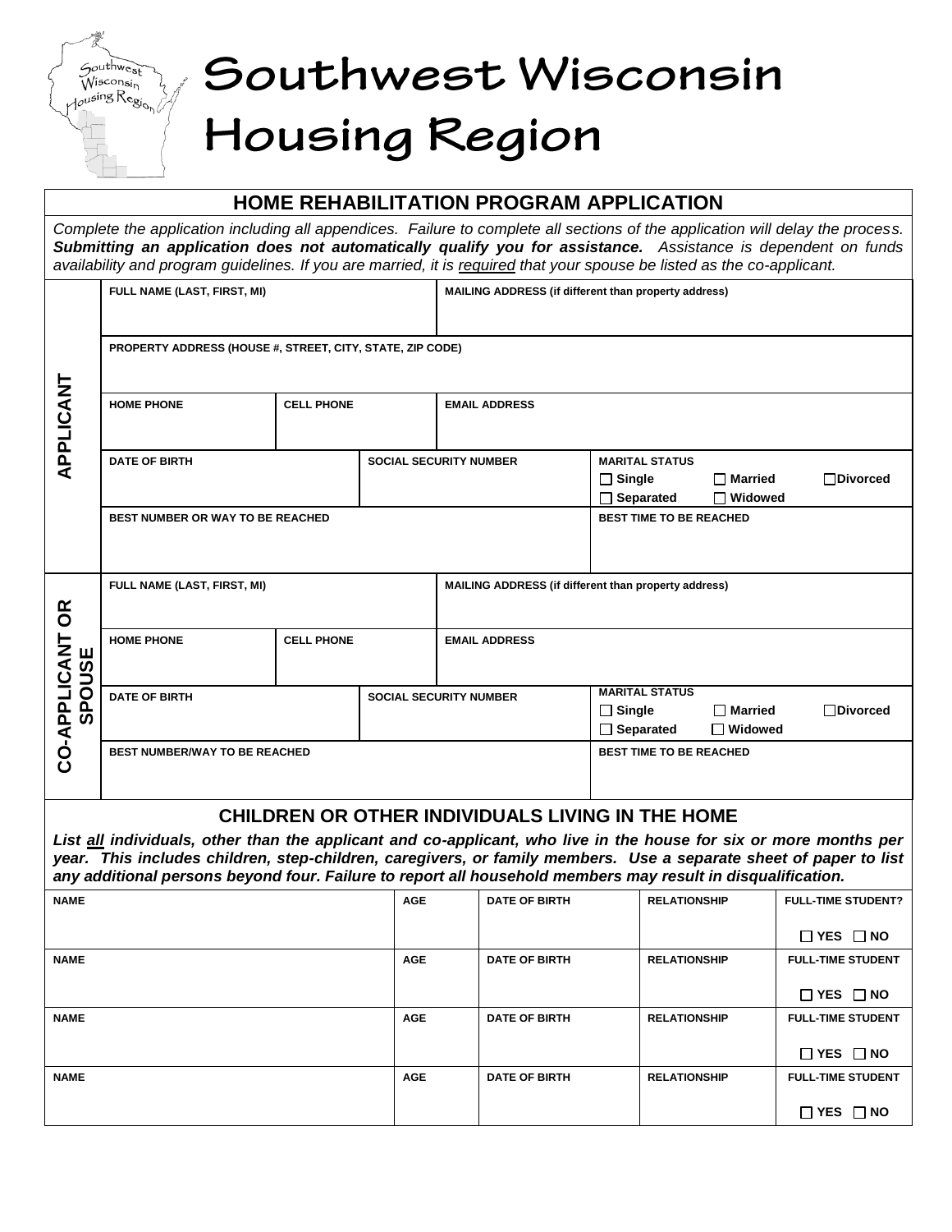# Southwest Wisconsin Housing Region

## HOME REHABILITATION PROGRAM APPLICATION

*Complete the application including all appendices. Failure to complete all sections of the application will delay the process.* ***Submitting an application does not automatically qualify you for assistance.*** *Assistance is dependent on funds availability and program guidelines. If you are married, it is required that your spouse be listed as the co-applicant.*

### APPLICANT

| FULL NAME (LAST, FIRST, MI) | | MAILING ADDRESS (if different than property address) |
|---|---|---|
| | | |

| PROPERTY ADDRESS (HOUSE #, STREET, CITY, STATE, ZIP CODE) |
|---|
| |

| HOME PHONE | CELL PHONE | EMAIL ADDRESS |
|---|---|---|
| | | |

| DATE OF BIRTH | SOCIAL SECURITY NUMBER | MARITAL STATUS |
|---|---|---|
| | | ☐ Single ☐ Married ☐ Divorced ☐ Separated ☐ Widowed |

| BEST NUMBER OR WAY TO BE REACHED | BEST TIME TO BE REACHED |
|---|---|
| | |

### CO-APPLICANT OR SPOUSE

| FULL NAME (LAST, FIRST, MI) | | MAILING ADDRESS (if different than property address) |
|---|---|---|
| | | |

| HOME PHONE | CELL PHONE | EMAIL ADDRESS |
|---|---|---|
| | | |

| DATE OF BIRTH | SOCIAL SECURITY NUMBER | MARITAL STATUS |
|---|---|---|
| | | ☐ Single ☐ Married ☐ Divorced ☐ Separated ☐ Widowed |

| BEST NUMBER/WAY TO BE REACHED | BEST TIME TO BE REACHED |
|---|---|
| | |

## CHILDREN OR OTHER INDIVIDUALS LIVING IN THE HOME

***List all individuals, other than the applicant and co-applicant, who live in the house for six or more months per year. This includes children, step-children, caregivers, or family members. Use a separate sheet of paper to list any additional persons beyond four. Failure to report all household members may result in disqualification.***

| NAME | AGE | DATE OF BIRTH | RELATIONSHIP | FULL-TIME STUDENT? |
|---|---|---|---|---|
| | | | | ☐ YES ☐ NO |
| | | | | ☐ YES ☐ NO |
| | | | | ☐ YES ☐ NO |
| | | | | ☐ YES ☐ NO |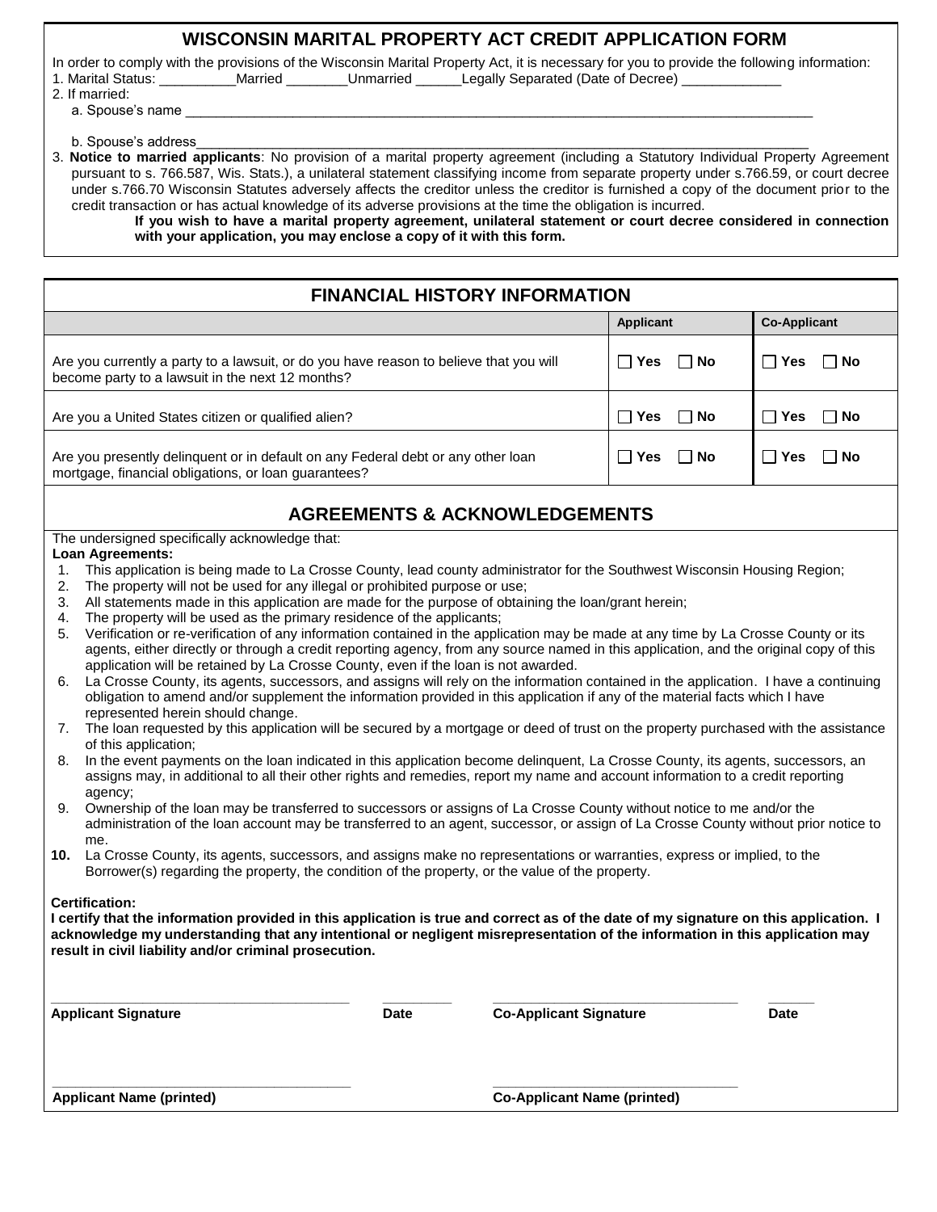## WISCONSIN MARITAL PROPERTY ACT CREDIT APPLICATION FORM

In order to comply with the provisions of the Wisconsin Marital Property Act, it is necessary for you to provide the following information:

1. Marital Status: __________Married ________Unmarried ______Legally Separated (Date of Decree) _____________
2. If married:
   a. Spouse's name ____________________________________________________________________________________

   b. Spouse's address__________________________________________________________________________________
3. **Notice to married applicants**: No provision of a marital property agreement (including a Statutory Individual Property Agreement pursuant to s. 766.587, Wis. Stats.), a unilateral statement classifying income from separate property under s.766.59, or court decree under s.766.70 Wisconsin Statutes adversely affects the creditor unless the creditor is furnished a copy of the document prior to the credit transaction or has actual knowledge of its adverse provisions at the time the obligation is incurred.

   **If you wish to have a marital property agreement, unilateral statement or court decree considered in connection with your application, you may enclose a copy of it with this form.**

## FINANCIAL HISTORY INFORMATION

| | Applicant | Co-Applicant |
|---|---|---|
| Are you currently a party to a lawsuit, or do you have reason to believe that you will become party to a lawsuit in the next 12 months? | ☐ Yes ☐ No | ☐ Yes ☐ No |
| Are you a United States citizen or qualified alien? | ☐ Yes ☐ No | ☐ Yes ☐ No |
| Are you presently delinquent or in default on any Federal debt or any other loan mortgage, financial obligations, or loan guarantees? | ☐ Yes ☐ No | ☐ Yes ☐ No |

## AGREEMENTS & ACKNOWLEDGEMENTS

The undersigned specifically acknowledge that:

**Loan Agreements:**

1. This application is being made to La Crosse County, lead county administrator for the Southwest Wisconsin Housing Region;
2. The property will not be used for any illegal or prohibited purpose or use;
3. All statements made in this application are made for the purpose of obtaining the loan/grant herein;
4. The property will be used as the primary residence of the applicants;
5. Verification or re-verification of any information contained in the application may be made at any time by La Crosse County or its agents, either directly or through a credit reporting agency, from any source named in this application, and the original copy of this application will be retained by La Crosse County, even if the loan is not awarded.
6. La Crosse County, its agents, successors, and assigns will rely on the information contained in the application. I have a continuing obligation to amend and/or supplement the information provided in this application if any of the material facts which I have represented herein should change.
7. The loan requested by this application will be secured by a mortgage or deed of trust on the property purchased with the assistance of this application;
8. In the event payments on the loan indicated in this application become delinquent, La Crosse County, its agents, successors, an assigns may, in additional to all their other rights and remedies, report my name and account information to a credit reporting agency;
9. Ownership of the loan may be transferred to successors or assigns of La Crosse County without notice to me and/or the administration of the loan account may be transferred to an agent, successor, or assign of La Crosse County without prior notice to me.
10. La Crosse County, its agents, successors, and assigns make no representations or warranties, express or implied, to the Borrower(s) regarding the property, the condition of the property, or the value of the property.

**Certification:**

**I certify that the information provided in this application is true and correct as of the date of my signature on this application. I acknowledge my understanding that any intentional or negligent misrepresentation of the information in this application may result in civil liability and/or criminal prosecution.**

| ______________________________ | ________ | ______________________________ | ______ |
|---|---|---|---|
| **Applicant Signature** | **Date** | **Co-Applicant Signature** | **Date** |

| ______________________________ | ______________________________ |
|---|---|
| **Applicant Name (printed)** | **Co-Applicant Name (printed)** |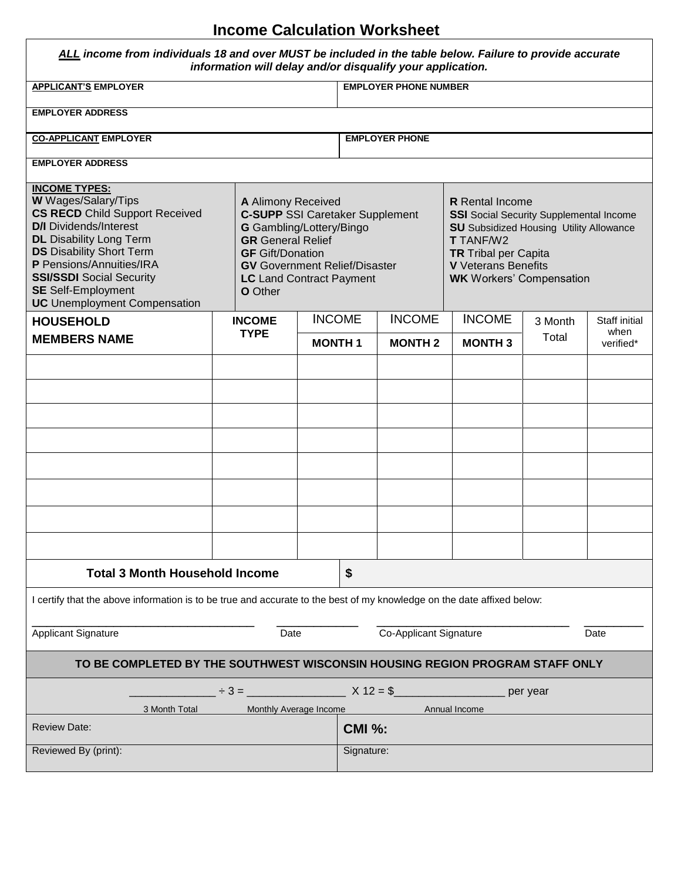# Income Calculation Worksheet

***ALL income from individuals 18 and over MUST be included in the table below. Failure to provide accurate information will delay and/or disqualify your application.***

| **APPLICANT'S EMPLOYER** | **EMPLOYER PHONE NUMBER** |
|---|---|
| **EMPLOYER ADDRESS** | |
| **CO-APPLICANT EMPLOYER** | **EMPLOYER PHONE** |
| **EMPLOYER ADDRESS** | |

**INCOME TYPES:**

- **W** Wages/Salary/Tips
- **CS RECD** Child Support Received
- **D/I** Dividends/Interest
- **DL** Disability Long Term
- **DS** Disability Short Term
- **P** Pensions/Annuities/IRA
- **SSI/SSDI** Social Security
- **SE** Self-Employment
- **UC** Unemployment Compensation
- **A** Alimony Received
- **C-SUPP** SSI Caretaker Supplement
- **G** Gambling/Lottery/Bingo
- **GR** General Relief
- **GF** Gift/Donation
- **GV** Government Relief/Disaster
- **LC** Land Contract Payment
- **O** Other
- **R** Rental Income
- **SSI** Social Security Supplemental Income
- **SU** Subsidized Housing Utility Allowance
- **T** TANF/W2
- **TR** Tribal per Capita
- **V** Veterans Benefits
- **WK** Workers' Compensation

| HOUSEHOLD MEMBERS NAME | INCOME TYPE | INCOME MONTH 1 | INCOME MONTH 2 | INCOME MONTH 3 | 3 Month Total | Staff initial when verified* |
|---|---|---|---|---|---|---|
| | | | | | | |
| | | | | | | |
| | | | | | | |
| | | | | | | |
| | | | | | | |
| | | | | | | |
| | | | | | | |
| | | | | | | |
| **Total 3 Month Household Income** | | $ | | | | |

I certify that the above information is to be true and accurate to the best of my knowledge on the date affixed below:

_________________________________ Applicant Signature    ____________ Date    ____________________________ Co-Applicant Signature    _________ Date

**TO BE COMPLETED BY THE SOUTHWEST WISCONSIN HOUSING REGION PROGRAM STAFF ONLY**

_____________ ÷ 3 = _______________ X 12 = $_________________ per year

3 Month Total    Monthly Average Income    Annual Income

| Review Date: | **CMI %:** |
|---|---|
| Reviewed By (print): | Signature: |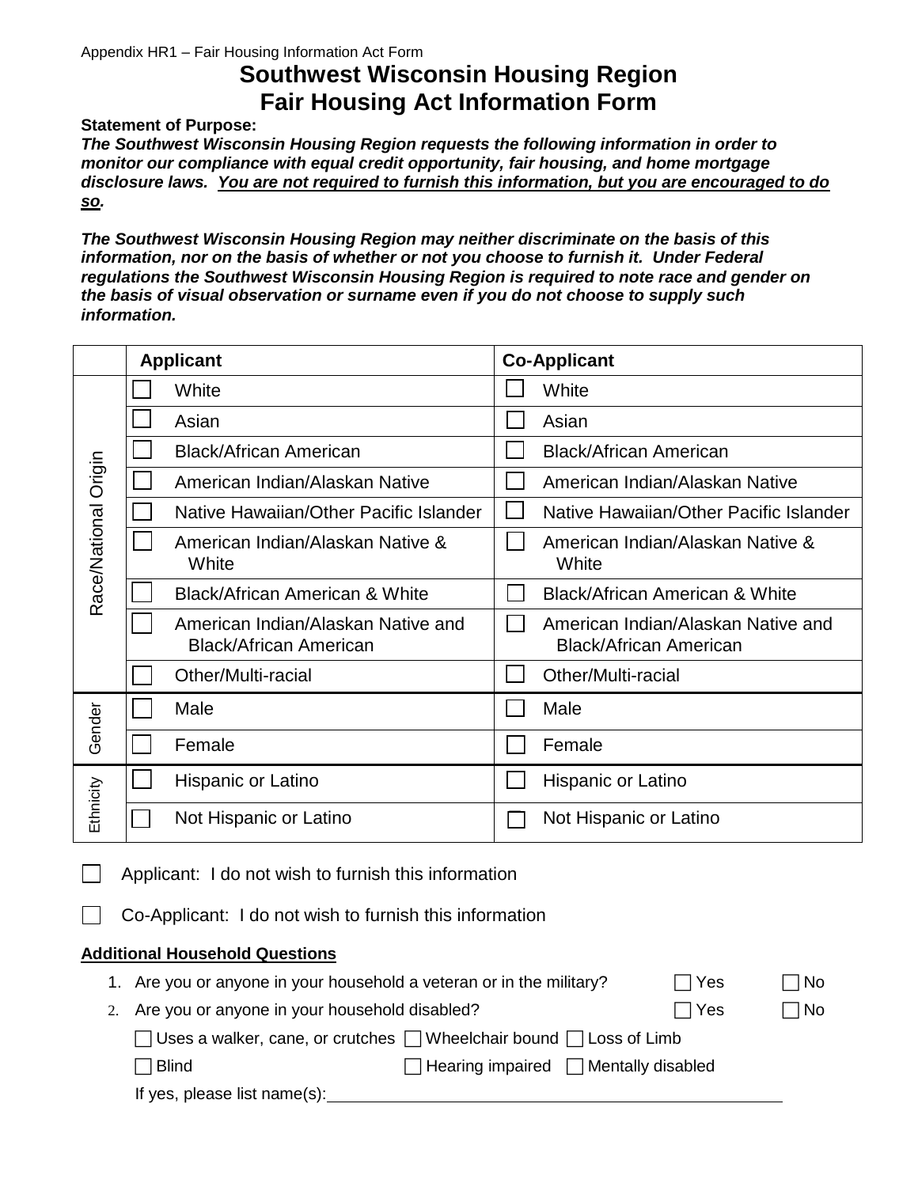Appendix HR1 – Fair Housing Information Act Form

# Southwest Wisconsin Housing Region
# Fair Housing Act Information Form

**Statement of Purpose:**

***The Southwest Wisconsin Housing Region requests the following information in order to monitor our compliance with equal credit opportunity, fair housing, and home mortgage disclosure laws. <u>You are not required to furnish this information, but you are encouraged to do so</u>.***

***The Southwest Wisconsin Housing Region may neither discriminate on the basis of this information, nor on the basis of whether or not you choose to furnish it. Under Federal regulations the Southwest Wisconsin Housing Region is required to note race and gender on the basis of visual observation or surname even if you do not choose to supply such information.***

| | Applicant | Co-Applicant |
|---|---|---|
| Race/National Origin | ☐ White | ☐ White |
| | ☐ Asian | ☐ Asian |
| | ☐ Black/African American | ☐ Black/African American |
| | ☐ American Indian/Alaskan Native | ☐ American Indian/Alaskan Native |
| | ☐ Native Hawaiian/Other Pacific Islander | ☐ Native Hawaiian/Other Pacific Islander |
| | ☐ American Indian/Alaskan Native & White | ☐ American Indian/Alaskan Native & White |
| | ☐ Black/African American & White | ☐ Black/African American & White |
| | ☐ American Indian/Alaskan Native and Black/African American | ☐ American Indian/Alaskan Native and Black/African American |
| | ☐ Other/Multi-racial | ☐ Other/Multi-racial |
| Gender | ☐ Male | ☐ Male |
| | ☐ Female | ☐ Female |
| Ethnicity | ☐ Hispanic or Latino | ☐ Hispanic or Latino |
| | ☐ Not Hispanic or Latino | ☐ Not Hispanic or Latino |

☐ Applicant: I do not wish to furnish this information

☐ Co-Applicant: I do not wish to furnish this information

**<u>Additional Household Questions</u>**

1. Are you or anyone in your household a veteran or in the military? ☐ Yes ☐ No
2. Are you or anyone in your household disabled? ☐ Yes ☐ No

   ☐ Uses a walker, cane, or crutches ☐ Wheelchair bound ☐ Loss of Limb

   ☐ Blind ☐ Hearing impaired ☐ Mentally disabled

   If yes, please list name(s): ______________________________________________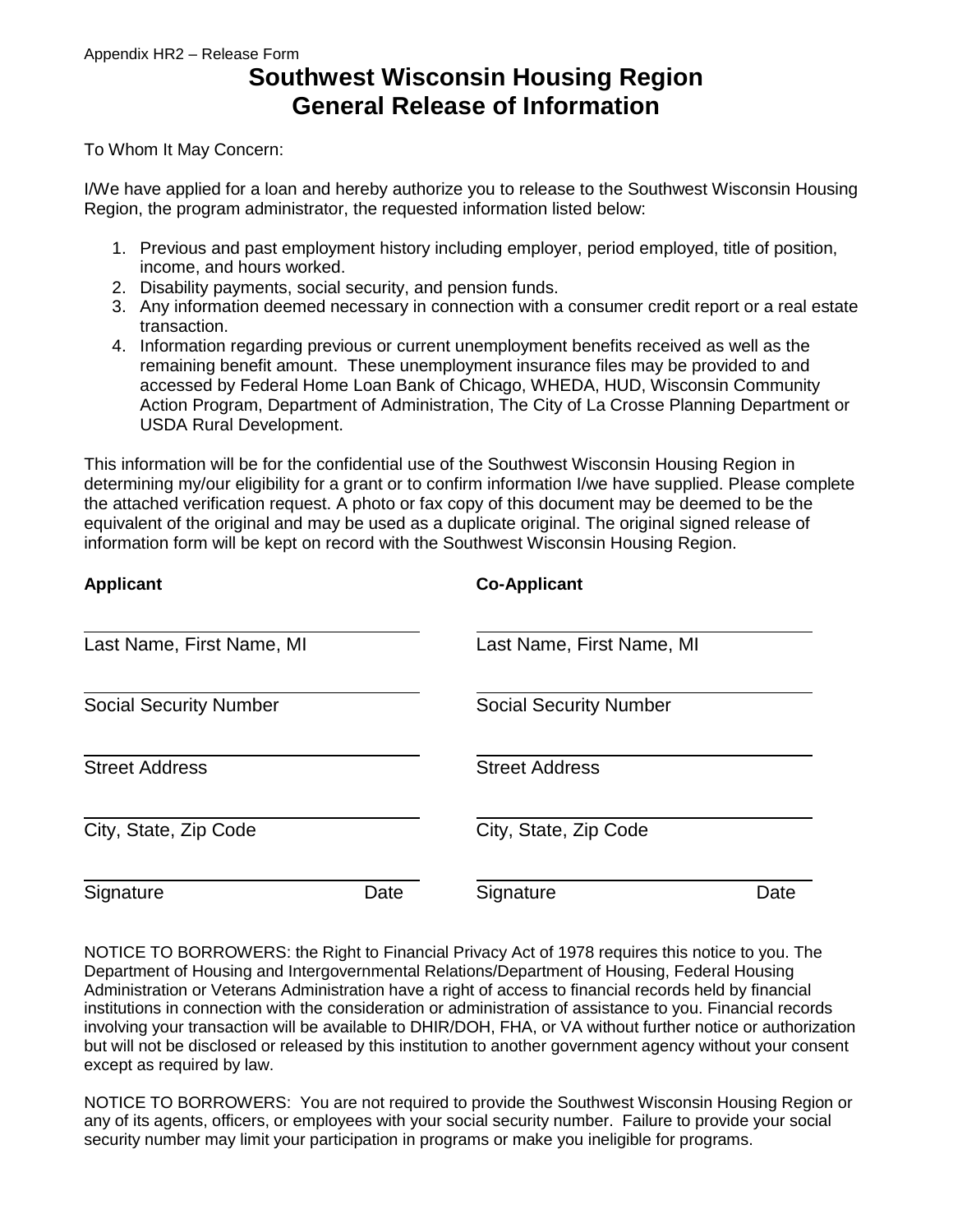Appendix HR2 – Release Form

# Southwest Wisconsin Housing Region
# General Release of Information

To Whom It May Concern:

I/We have applied for a loan and hereby authorize you to release to the Southwest Wisconsin Housing Region, the program administrator, the requested information listed below:

1. Previous and past employment history including employer, period employed, title of position, income, and hours worked.
2. Disability payments, social security, and pension funds.
3. Any information deemed necessary in connection with a consumer credit report or a real estate transaction.
4. Information regarding previous or current unemployment benefits received as well as the remaining benefit amount. These unemployment insurance files may be provided to and accessed by Federal Home Loan Bank of Chicago, WHEDA, HUD, Wisconsin Community Action Program, Department of Administration, The City of La Crosse Planning Department or USDA Rural Development.

This information will be for the confidential use of the Southwest Wisconsin Housing Region in determining my/our eligibility for a grant or to confirm information I/we have supplied. Please complete the attached verification request. A photo or fax copy of this document may be deemed to be the equivalent of the original and may be used as a duplicate original. The original signed release of information form will be kept on record with the Southwest Wisconsin Housing Region.

| **Applicant** | **Co-Applicant** |
|---|---|
| ______________________ | ______________________ |
| Last Name, First Name, MI | Last Name, First Name, MI |
| ______________________ | ______________________ |
| Social Security Number | Social Security Number |
| ______________________ | ______________________ |
| Street Address | Street Address |
| ______________________ | ______________________ |
| City, State, Zip Code | City, State, Zip Code |
| ______________________ | ______________________ |
| Signature Date | Signature Date |

NOTICE TO BORROWERS: the Right to Financial Privacy Act of 1978 requires this notice to you. The Department of Housing and Intergovernmental Relations/Department of Housing, Federal Housing Administration or Veterans Administration have a right of access to financial records held by financial institutions in connection with the consideration or administration of assistance to you. Financial records involving your transaction will be available to DHIR/DOH, FHA, or VA without further notice or authorization but will not be disclosed or released by this institution to another government agency without your consent except as required by law.

NOTICE TO BORROWERS: You are not required to provide the Southwest Wisconsin Housing Region or any of its agents, officers, or employees with your social security number. Failure to provide your social security number may limit your participation in programs or make you ineligible for programs.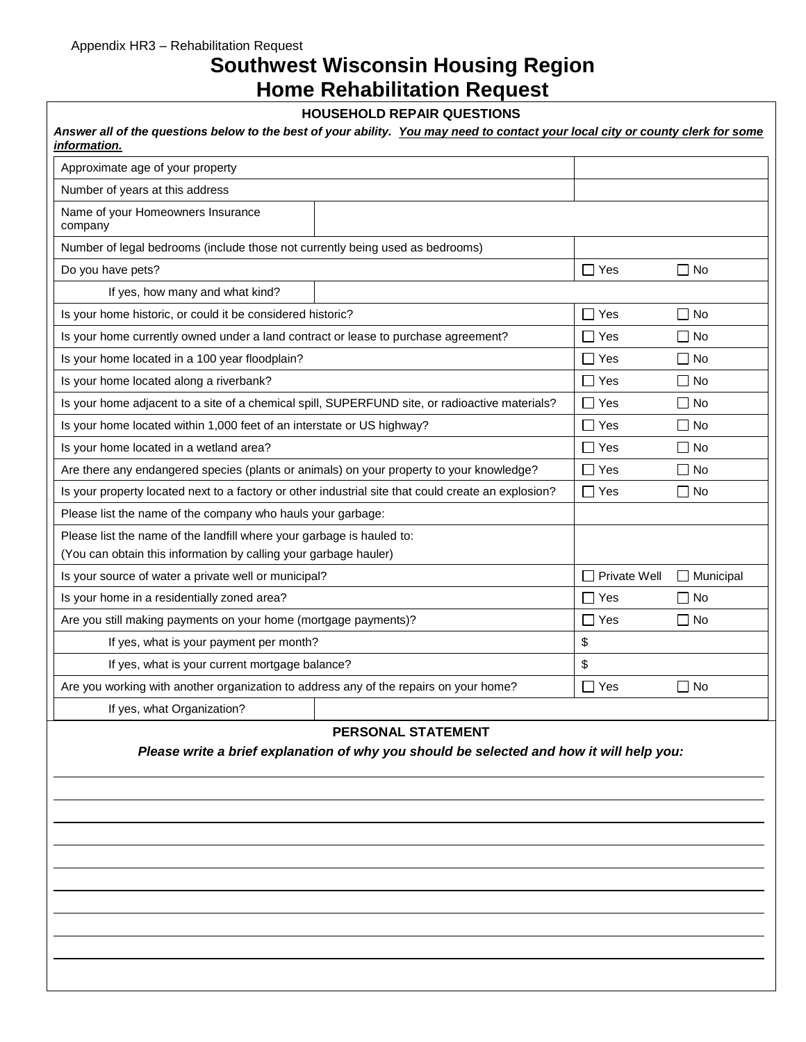Appendix HR3 – Rehabilitation Request

# Southwest Wisconsin Housing Region
# Home Rehabilitation Request

## HOUSEHOLD REPAIR QUESTIONS

***Answer all of the questions below to the best of your ability. <u>You may need to contact your local city or county clerk for some information.</u>***

| Question | Answer | |
|---|---|---|
| Approximate age of your property | | |
| Number of years at this address | | |
| Name of your Homeowners Insurance company | | |
| Number of legal bedrooms (include those not currently being used as bedrooms) | | |
| Do you have pets? | ☐ Yes | ☐ No |
| If yes, how many and what kind? | | |
| Is your home historic, or could it be considered historic? | ☐ Yes | ☐ No |
| Is your home currently owned under a land contract or lease to purchase agreement? | ☐ Yes | ☐ No |
| Is your home located in a 100 year floodplain? | ☐ Yes | ☐ No |
| Is your home located along a riverbank? | ☐ Yes | ☐ No |
| Is your home adjacent to a site of a chemical spill, SUPERFUND site, or radioactive materials? | ☐ Yes | ☐ No |
| Is your home located within 1,000 feet of an interstate or US highway? | ☐ Yes | ☐ No |
| Is your home located in a wetland area? | ☐ Yes | ☐ No |
| Are there any endangered species (plants or animals) on your property to your knowledge? | ☐ Yes | ☐ No |
| Is your property located next to a factory or other industrial site that could create an explosion? | ☐ Yes | ☐ No |
| Please list the name of the company who hauls your garbage: | | |
| Please list the name of the landfill where your garbage is hauled to: (You can obtain this information by calling your garbage hauler) | | |
| Is your source of water a private well or municipal? | ☐ Private Well | ☐ Municipal |
| Is your home in a residentially zoned area? | ☐ Yes | ☐ No |
| Are you still making payments on your home (mortgage payments)? | ☐ Yes | ☐ No |
| If yes, what is your payment per month? | $ | |
| If yes, what is your current mortgage balance? | $ | |
| Are you working with another organization to address any of the repairs on your home? | ☐ Yes | ☐ No |
| If yes, what Organization? | | |

## PERSONAL STATEMENT

***Please write a brief explanation of why you should be selected and how it will help you:***

___________________________________________________________________________

___________________________________________________________________________

___________________________________________________________________________

___________________________________________________________________________

___________________________________________________________________________

___________________________________________________________________________

___________________________________________________________________________

___________________________________________________________________________

___________________________________________________________________________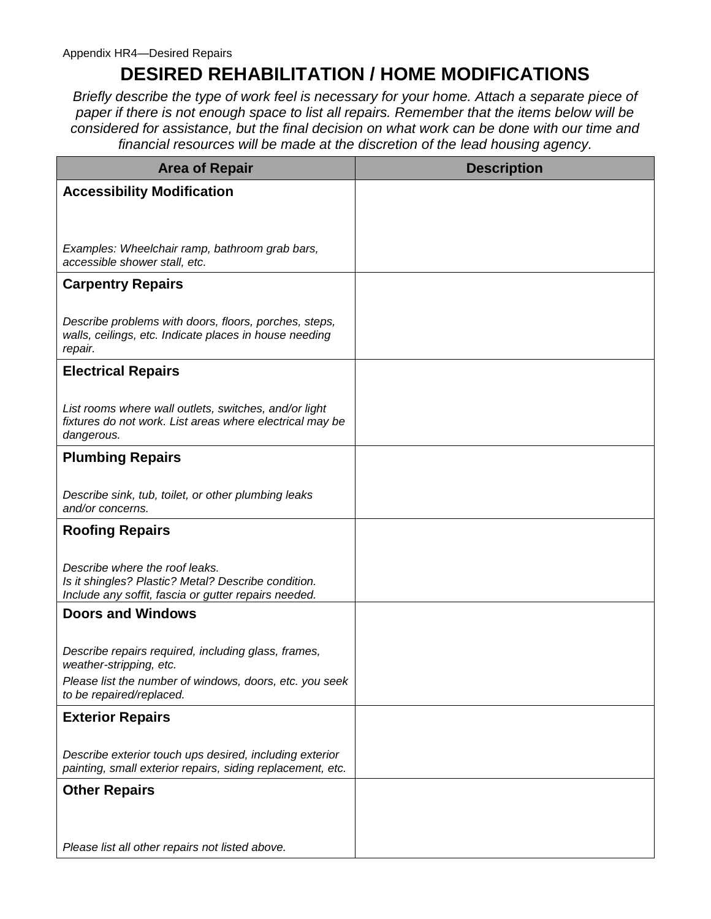Appendix HR4—Desired Repairs

# DESIRED REHABILITATION / HOME MODIFICATIONS

*Briefly describe the type of work feel is necessary for your home. Attach a separate piece of paper if there is not enough space to list all repairs. Remember that the items below will be considered for assistance, but the final decision on what work can be done with our time and financial resources will be made at the discretion of the lead housing agency.*

| Area of Repair | Description |
|---|---|
| **Accessibility Modification**<br><br>*Examples: Wheelchair ramp, bathroom grab bars, accessible shower stall, etc.* | |
| **Carpentry Repairs**<br><br>*Describe problems with doors, floors, porches, steps, walls, ceilings, etc. Indicate places in house needing repair.* | |
| **Electrical Repairs**<br><br>*List rooms where wall outlets, switches, and/or light fixtures do not work. List areas where electrical may be dangerous.* | |
| **Plumbing Repairs**<br><br>*Describe sink, tub, toilet, or other plumbing leaks and/or concerns.* | |
| **Roofing Repairs**<br><br>*Describe where the roof leaks.*<br>*Is it shingles? Plastic? Metal? Describe condition.*<br>*Include any soffit, fascia or gutter repairs needed.* | |
| **Doors and Windows**<br><br>*Describe repairs required, including glass, frames, weather-stripping, etc.*<br>*Please list the number of windows, doors, etc. you seek to be repaired/replaced.* | |
| **Exterior Repairs**<br><br>*Describe exterior touch ups desired, including exterior painting, small exterior repairs, siding replacement, etc.* | |
| **Other Repairs**<br><br>*Please list all other repairs not listed above.* | |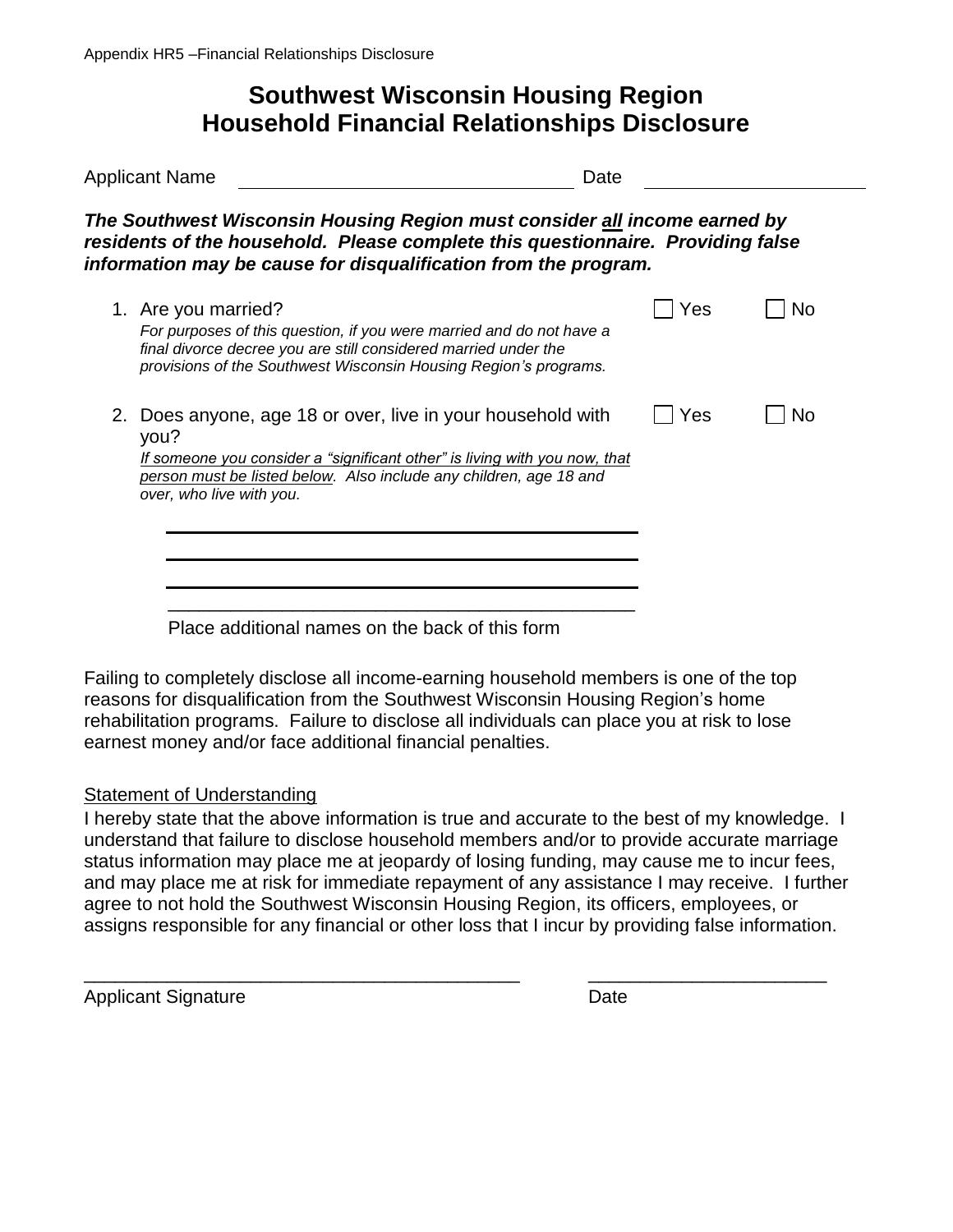Appendix HR5 –Financial Relationships Disclosure

# Southwest Wisconsin Housing Region
# Household Financial Relationships Disclosure

Applicant Name ______________________________ Date ____________________

***The Southwest Wisconsin Housing Region must consider all income earned by residents of the household. Please complete this questionnaire. Providing false information may be cause for disqualification from the program.***

1. Are you married? ☐ Yes ☐ No
   *For purposes of this question, if you were married and do not have a final divorce decree you are still considered married under the provisions of the Southwest Wisconsin Housing Region's programs.*

2. Does anyone, age 18 or over, live in your household with you? ☐ Yes ☐ No
   *If someone you consider a "significant other" is living with you now, that person must be listed below. Also include any children, age 18 and over, who live with you.*

   ______________________________________________

   ______________________________________________

   ______________________________________________

   ______________________________________________

   Place additional names on the back of this form

Failing to completely disclose all income-earning household members is one of the top reasons for disqualification from the Southwest Wisconsin Housing Region's home rehabilitation programs. Failure to disclose all individuals can place you at risk to lose earnest money and/or face additional financial penalties.

Statement of Understanding

I hereby state that the above information is true and accurate to the best of my knowledge. I understand that failure to disclose household members and/or to provide accurate marriage status information may place me at jeopardy of losing funding, may cause me to incur fees, and may place me at risk for immediate repayment of any assistance I may receive. I further agree to not hold the Southwest Wisconsin Housing Region, its officers, employees, or assigns responsible for any financial or other loss that I incur by providing false information.

__________________________________________ ______________________

Applicant Signature Date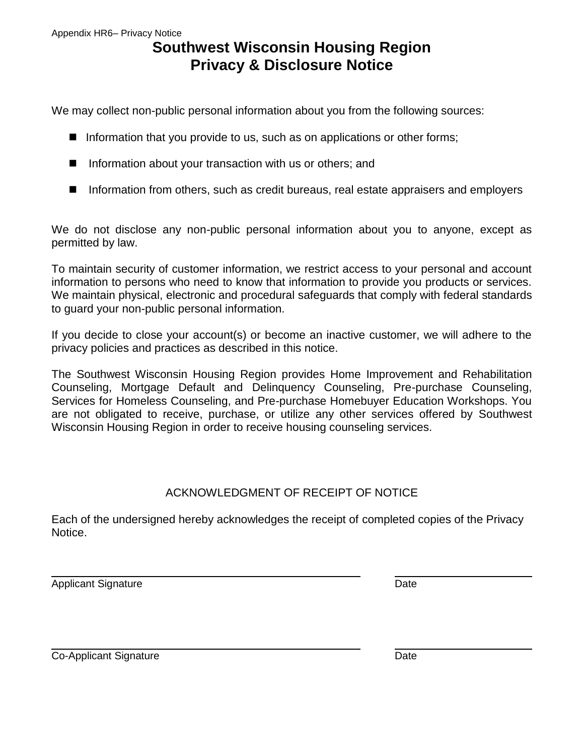Appendix HR6– Privacy Notice

# Southwest Wisconsin Housing Region
# Privacy & Disclosure Notice

We may collect non-public personal information about you from the following sources:

- Information that you provide to us, such as on applications or other forms;
- Information about your transaction with us or others; and
- Information from others, such as credit bureaus, real estate appraisers and employers

We do not disclose any non-public personal information about you to anyone, except as permitted by law.

To maintain security of customer information, we restrict access to your personal and account information to persons who need to know that information to provide you products or services. We maintain physical, electronic and procedural safeguards that comply with federal standards to guard your non-public personal information.

If you decide to close your account(s) or become an inactive customer, we will adhere to the privacy policies and practices as described in this notice.

The Southwest Wisconsin Housing Region provides Home Improvement and Rehabilitation Counseling, Mortgage Default and Delinquency Counseling, Pre-purchase Counseling, Services for Homeless Counseling, and Pre-purchase Homebuyer Education Workshops. You are not obligated to receive, purchase, or utilize any other services offered by Southwest Wisconsin Housing Region in order to receive housing counseling services.

ACKNOWLEDGMENT OF RECEIPT OF NOTICE

Each of the undersigned hereby acknowledges the receipt of completed copies of the Privacy Notice.

\_\_\_\_\_\_\_\_\_\_\_\_\_\_\_\_\_\_\_\_\_\_\_\_\_\_\_\_\_\_\_\_\_\_\_\_\_\_\_\_ \_\_\_\_\_\_\_\_\_\_\_\_\_\_\_\_\_\_\_\_
Applicant Signature Date

\_\_\_\_\_\_\_\_\_\_\_\_\_\_\_\_\_\_\_\_\_\_\_\_\_\_\_\_\_\_\_\_\_\_\_\_\_\_\_\_ \_\_\_\_\_\_\_\_\_\_\_\_\_\_\_\_\_\_\_\_
Co-Applicant Signature Date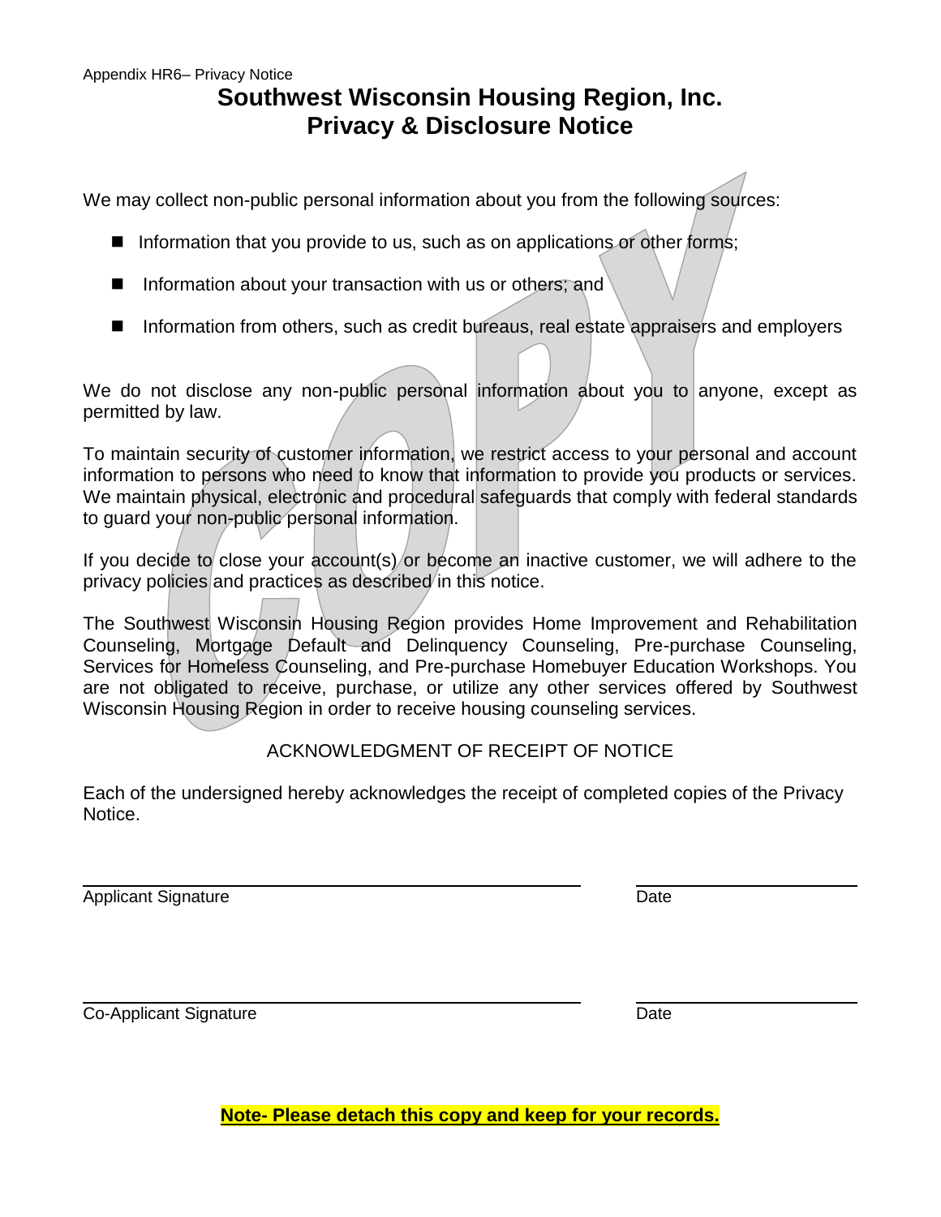Appendix HR6– Privacy Notice

# Southwest Wisconsin Housing Region, Inc.
# Privacy & Disclosure Notice

We may collect non-public personal information about you from the following sources:

- Information that you provide to us, such as on applications or other forms;
- Information about your transaction with us or others; and
- Information from others, such as credit bureaus, real estate appraisers and employers

We do not disclose any non-public personal information about you to anyone, except as permitted by law.

To maintain security of customer information, we restrict access to your personal and account information to persons who need to know that information to provide you products or services. We maintain physical, electronic and procedural safeguards that comply with federal standards to guard your non-public personal information.

If you decide to close your account(s) or become an inactive customer, we will adhere to the privacy policies and practices as described in this notice.

The Southwest Wisconsin Housing Region provides Home Improvement and Rehabilitation Counseling, Mortgage Default and Delinquency Counseling, Pre-purchase Counseling, Services for Homeless Counseling, and Pre-purchase Homebuyer Education Workshops. You are not obligated to receive, purchase, or utilize any other services offered by Southwest Wisconsin Housing Region in order to receive housing counseling services.

ACKNOWLEDGMENT OF RECEIPT OF NOTICE

Each of the undersigned hereby acknowledges the receipt of completed copies of the Privacy Notice.

Applicant Signature ______________________ Date __________

Co-Applicant Signature ______________________ Date __________

**Note- Please detach this copy and keep for your records.**